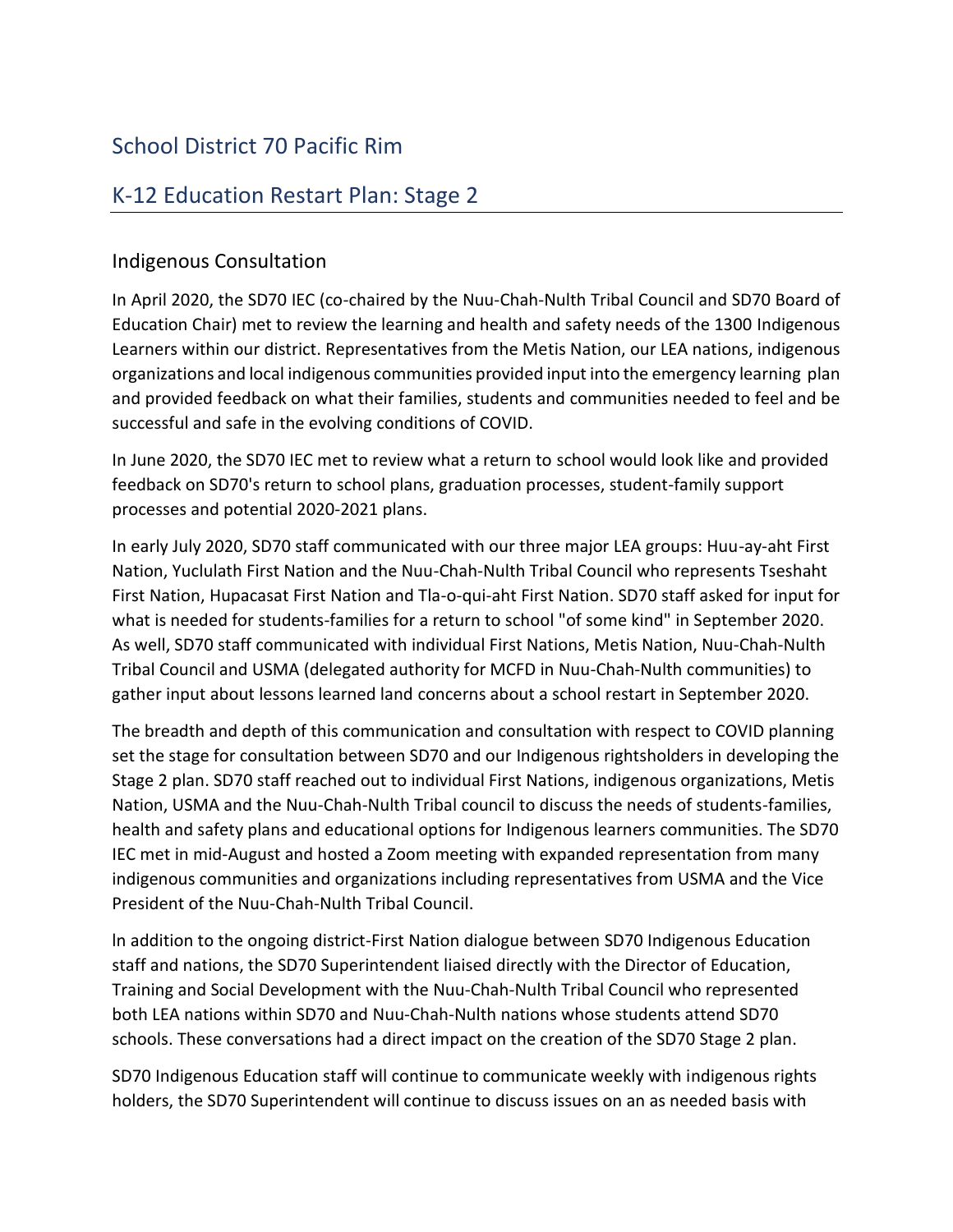# School District 70 Pacific Rim

## K-12 Education Restart Plan: Stage 2

### Indigenous Consultation

In April 2020, the SD70 IEC (co-chaired by the Nuu-Chah-Nulth Tribal Council and SD70 Board of Education Chair) met to review the learning and health and safety needs of the 1300 Indigenous Learners within our district. Representatives from the Metis Nation, our LEA nations, indigenous organizations and local indigenous communities provided input into the emergency learning plan and provided feedback on what their families, students and communities needed to feel and be successful and safe in the evolving conditions of COVID.

In June 2020, the SD70 IEC met to review what a return to school would look like and provided feedback on SD70's return to school plans, graduation processes, student-family support processes and potential 2020-2021 plans.

In early July 2020, SD70 staff communicated with our three major LEA groups: Huu-ay-aht First Nation, Yuclulath First Nation and the Nuu-Chah-Nulth Tribal Council who represents Tseshaht First Nation, Hupacasat First Nation and Tla-o-qui-aht First Nation. SD70 staff asked for input for what is needed for students-families for a return to school "of some kind" in September 2020. As well, SD70 staff communicated with individual First Nations, Metis Nation, Nuu-Chah-Nulth Tribal Council and USMA (delegated authority for MCFD in Nuu-Chah-Nulth communities) to gather input about lessons learned land concerns about a school restart in September 2020.

The breadth and depth of this communication and consultation with respect to COVID planning set the stage for consultation between SD70 and our Indigenous rightsholders in developing the Stage 2 plan. SD70 staff reached out to individual First Nations, indigenous organizations, Metis Nation, USMA and the Nuu-Chah-Nulth Tribal council to discuss the needs of students-families, health and safety plans and educational options for Indigenous learners communities. The SD70 IEC met in mid-August and hosted a Zoom meeting with expanded representation from many indigenous communities and organizations including representatives from USMA and the Vice President of the Nuu-Chah-Nulth Tribal Council.

In addition to the ongoing district-First Nation dialogue between SD70 Indigenous Education staff and nations, the SD70 Superintendent liaised directly with the Director of Education, Training and Social Development with the Nuu-Chah-Nulth Tribal Council who represented both LEA nations within SD70 and Nuu-Chah-Nulth nations whose students attend SD70 schools. These conversations had a direct impact on the creation of the SD70 Stage 2 plan.

SD70 Indigenous Education staff will continue to communicate weekly with indigenous rights holders, the SD70 Superintendent will continue to discuss issues on an as needed basis with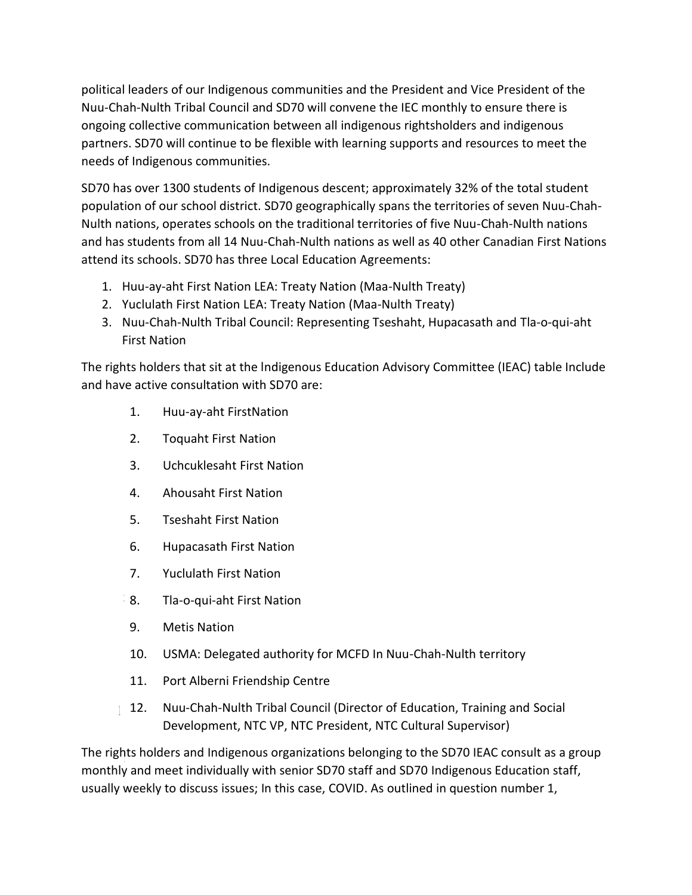political leaders of our Indigenous communities and the President and Vice President of the Nuu-Chah-Nulth Tribal Council and SD70 will convene the IEC monthly to ensure there is ongoing collective communication between all indigenous rightsholders and indigenous partners. SD70 will continue to be flexible with learning supports and resources to meet the needs of Indigenous communities.

SD70 has over 1300 students of Indigenous descent; approximately 32% of the total student population of our school district. SD70 geographically spans the territories of seven Nuu-Chah-Nulth nations, operates schools on the traditional territories of five Nuu-Chah-Nulth nations and has students from all 14 Nuu-Chah-Nulth nations as well as 40 other Canadian First Nations attend its schools. SD70 has three Local Education Agreements:

1. Huu-ay-aht First Nation LEA: Treaty Nation (Maa-Nulth Treaty)
2. Yuclulath First Nation LEA: Treaty Nation (Maa-Nulth Treaty)
3. Nuu-Chah-Nulth Tribal Council: Representing Tseshaht, Hupacasath and Tla-o-qui-aht First Nation

The rights holders that sit at the lndigenous Education Advisory Committee (IEAC) table Include and have active consultation with SD70 are:

1. Huu-ay-aht FirstNation
2. Toquaht First Nation
3. Uchcuklesaht First Nation
4. Ahousaht First Nation
5. Tseshaht First Nation
6. Hupacasath First Nation
7. Yuclulath First Nation
8. Tla-o-qui-aht First Nation
9. Metis Nation
10. USMA: Delegated authority for MCFD In Nuu-Chah-Nulth territory
11. Port Alberni Friendship Centre
12. Nuu-Chah-Nulth Tribal Council (Director of Education, Training and Social Development, NTC VP, NTC President, NTC Cultural Supervisor)

The rights holders and Indigenous organizations belonging to the SD70 IEAC consult as a group monthly and meet individually with senior SD70 staff and SD70 Indigenous Education staff, usually weekly to discuss issues; In this case, COVID. As outlined in question number 1,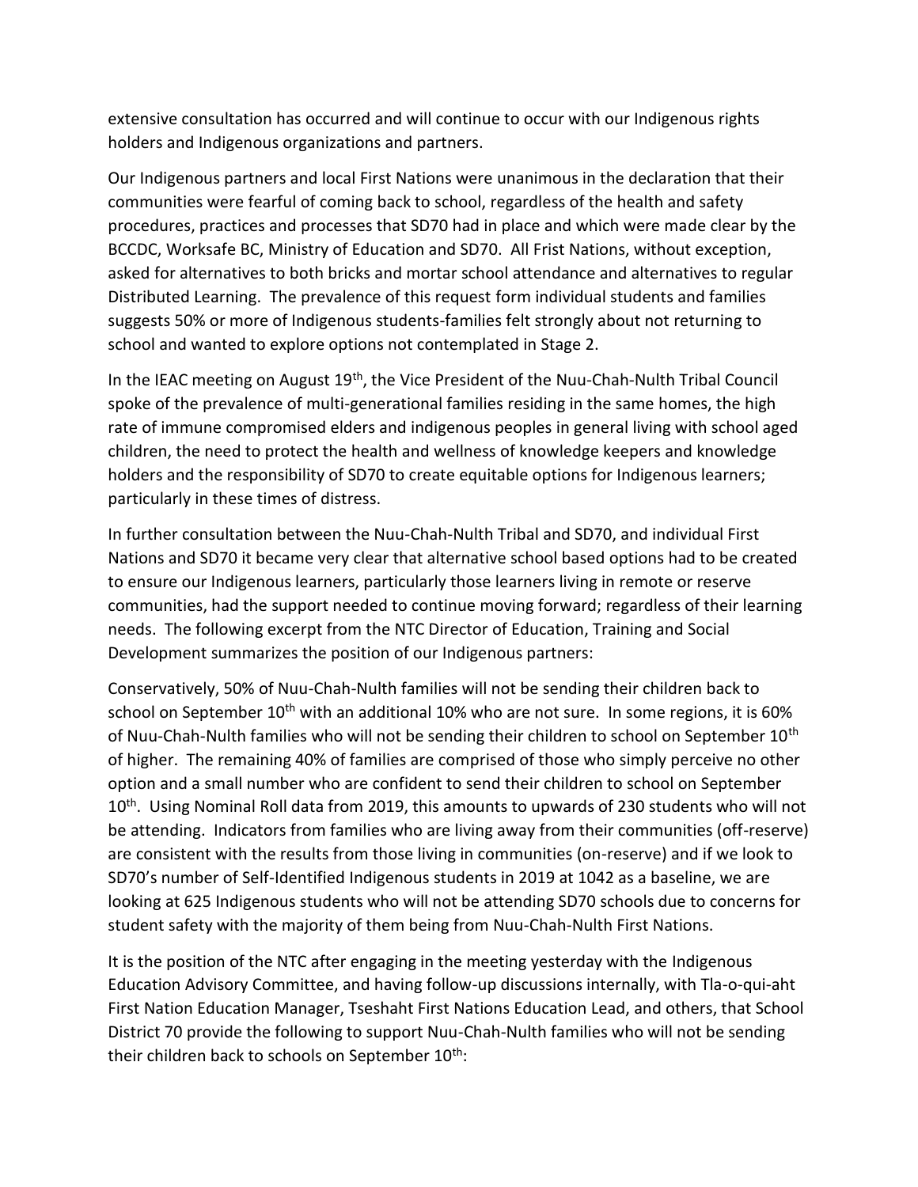extensive consultation has occurred and will continue to occur with our Indigenous rights holders and Indigenous organizations and partners.

Our Indigenous partners and local First Nations were unanimous in the declaration that their communities were fearful of coming back to school, regardless of the health and safety procedures, practices and processes that SD70 had in place and which were made clear by the BCCDC, Worksafe BC, Ministry of Education and SD70. All Frist Nations, without exception, asked for alternatives to both bricks and mortar school attendance and alternatives to regular Distributed Learning. The prevalence of this request form individual students and families suggests 50% or more of Indigenous students-families felt strongly about not returning to school and wanted to explore options not contemplated in Stage 2.

In the IEAC meeting on August 19th, the Vice President of the Nuu-Chah-Nulth Tribal Council spoke of the prevalence of multi-generational families residing in the same homes, the high rate of immune compromised elders and indigenous peoples in general living with school aged children, the need to protect the health and wellness of knowledge keepers and knowledge holders and the responsibility of SD70 to create equitable options for Indigenous learners; particularly in these times of distress.

In further consultation between the Nuu-Chah-Nulth Tribal and SD70, and individual First Nations and SD70 it became very clear that alternative school based options had to be created to ensure our Indigenous learners, particularly those learners living in remote or reserve communities, had the support needed to continue moving forward; regardless of their learning needs. The following excerpt from the NTC Director of Education, Training and Social Development summarizes the position of our Indigenous partners:

Conservatively, 50% of Nuu-Chah-Nulth families will not be sending their children back to school on September 10th with an additional 10% who are not sure. In some regions, it is 60% of Nuu-Chah-Nulth families who will not be sending their children to school on September 10th of higher. The remaining 40% of families are comprised of those who simply perceive no other option and a small number who are confident to send their children to school on September 10th. Using Nominal Roll data from 2019, this amounts to upwards of 230 students who will not be attending. Indicators from families who are living away from their communities (off-reserve) are consistent with the results from those living in communities (on-reserve) and if we look to SD70's number of Self-Identified Indigenous students in 2019 at 1042 as a baseline, we are looking at 625 Indigenous students who will not be attending SD70 schools due to concerns for student safety with the majority of them being from Nuu-Chah-Nulth First Nations.

It is the position of the NTC after engaging in the meeting yesterday with the Indigenous Education Advisory Committee, and having follow-up discussions internally, with Tla-o-qui-aht First Nation Education Manager, Tseshaht First Nations Education Lead, and others, that School District 70 provide the following to support Nuu-Chah-Nulth families who will not be sending their children back to schools on September 10th: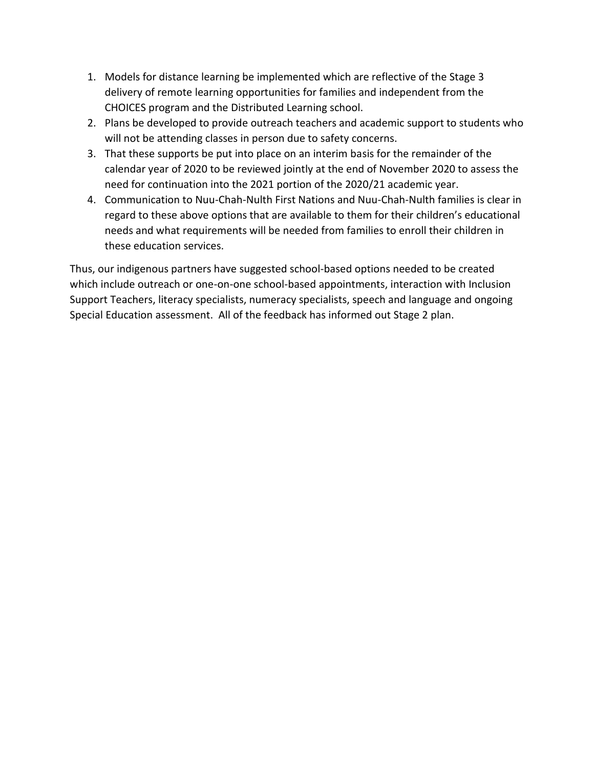1. Models for distance learning be implemented which are reflective of the Stage 3 delivery of remote learning opportunities for families and independent from the CHOICES program and the Distributed Learning school.
2. Plans be developed to provide outreach teachers and academic support to students who will not be attending classes in person due to safety concerns.
3. That these supports be put into place on an interim basis for the remainder of the calendar year of 2020 to be reviewed jointly at the end of November 2020 to assess the need for continuation into the 2021 portion of the 2020/21 academic year.
4. Communication to Nuu-Chah-Nulth First Nations and Nuu-Chah-Nulth families is clear in regard to these above options that are available to them for their children's educational needs and what requirements will be needed from families to enroll their children in these education services.

Thus, our indigenous partners have suggested school-based options needed to be created which include outreach or one-on-one school-based appointments, interaction with Inclusion Support Teachers, literacy specialists, numeracy specialists, speech and language and ongoing Special Education assessment. All of the feedback has informed out Stage 2 plan.